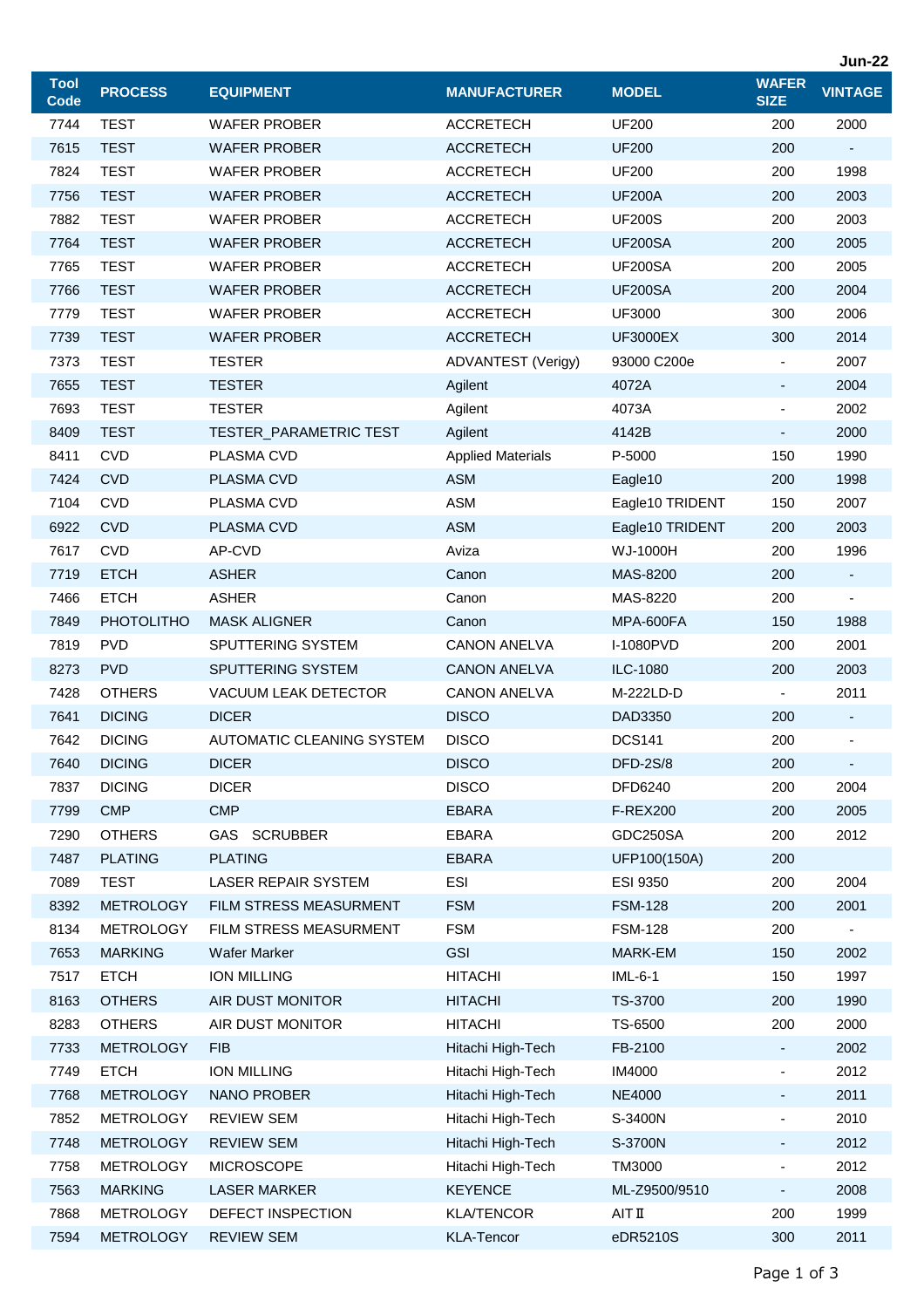Jun-22

| Tool Code | PROCESS | EQUIPMENT | MANUFACTURER | MODEL | WAFER SIZE | VINTAGE |
|---|---|---|---|---|---|---|
| 7744 | TEST | WAFER PROBER | ACCRETECH | UF200 | 200 | 2000 |
| 7615 | TEST | WAFER PROBER | ACCRETECH | UF200 | 200 | - |
| 7824 | TEST | WAFER PROBER | ACCRETECH | UF200 | 200 | 1998 |
| 7756 | TEST | WAFER PROBER | ACCRETECH | UF200A | 200 | 2003 |
| 7882 | TEST | WAFER PROBER | ACCRETECH | UF200S | 200 | 2003 |
| 7764 | TEST | WAFER PROBER | ACCRETECH | UF200SA | 200 | 2005 |
| 7765 | TEST | WAFER PROBER | ACCRETECH | UF200SA | 200 | 2005 |
| 7766 | TEST | WAFER PROBER | ACCRETECH | UF200SA | 200 | 2004 |
| 7779 | TEST | WAFER PROBER | ACCRETECH | UF3000 | 300 | 2006 |
| 7739 | TEST | WAFER PROBER | ACCRETECH | UF3000EX | 300 | 2014 |
| 7373 | TEST | TESTER | ADVANTEST (Verigy) | 93000 C200e | - | 2007 |
| 7655 | TEST | TESTER | Agilent | 4072A | - | 2004 |
| 7693 | TEST | TESTER | Agilent | 4073A | - | 2002 |
| 8409 | TEST | TESTER_PARAMETRIC TEST | Agilent | 4142B | - | 2000 |
| 8411 | CVD | PLASMA CVD | Applied Materials | P-5000 | 150 | 1990 |
| 7424 | CVD | PLASMA CVD | ASM | Eagle10 | 200 | 1998 |
| 7104 | CVD | PLASMA CVD | ASM | Eagle10 TRIDENT | 150 | 2007 |
| 6922 | CVD | PLASMA CVD | ASM | Eagle10 TRIDENT | 200 | 2003 |
| 7617 | CVD | AP-CVD | Aviza | WJ-1000H | 200 | 1996 |
| 7719 | ETCH | ASHER | Canon | MAS-8200 | 200 | - |
| 7466 | ETCH | ASHER | Canon | MAS-8220 | 200 | - |
| 7849 | PHOTOLITHO | MASK ALIGNER | Canon | MPA-600FA | 150 | 1988 |
| 7819 | PVD | SPUTTERING SYSTEM | CANON ANELVA | I-1080PVD | 200 | 2001 |
| 8273 | PVD | SPUTTERING SYSTEM | CANON ANELVA | ILC-1080 | 200 | 2003 |
| 7428 | OTHERS | VACUUM LEAK DETECTOR | CANON ANELVA | M-222LD-D | - | 2011 |
| 7641 | DICING | DICER | DISCO | DAD3350 | 200 | - |
| 7642 | DICING | AUTOMATIC CLEANING SYSTEM | DISCO | DCS141 | 200 | - |
| 7640 | DICING | DICER | DISCO | DFD-2S/8 | 200 | - |
| 7837 | DICING | DICER | DISCO | DFD6240 | 200 | 2004 |
| 7799 | CMP | CMP | EBARA | F-REX200 | 200 | 2005 |
| 7290 | OTHERS | GAS SCRUBBER | EBARA | GDC250SA | 200 | 2012 |
| 7487 | PLATING | PLATING | EBARA | UFP100(150A) | 200 | |
| 7089 | TEST | LASER REPAIR SYSTEM | ESI | ESI 9350 | 200 | 2004 |
| 8392 | METROLOGY | FILM STRESS MEASURMENT | FSM | FSM-128 | 200 | 2001 |
| 8134 | METROLOGY | FILM STRESS MEASURMENT | FSM | FSM-128 | 200 | - |
| 7653 | MARKING | Wafer Marker | GSI | MARK-EM | 150 | 2002 |
| 7517 | ETCH | ION MILLING | HITACHI | IML-6-1 | 150 | 1997 |
| 8163 | OTHERS | AIR DUST MONITOR | HITACHI | TS-3700 | 200 | 1990 |
| 8283 | OTHERS | AIR DUST MONITOR | HITACHI | TS-6500 | 200 | 2000 |
| 7733 | METROLOGY | FIB | Hitachi High-Tech | FB-2100 | - | 2002 |
| 7749 | ETCH | ION MILLING | Hitachi High-Tech | IM4000 | - | 2012 |
| 7768 | METROLOGY | NANO PROBER | Hitachi High-Tech | NE4000 | - | 2011 |
| 7852 | METROLOGY | REVIEW SEM | Hitachi High-Tech | S-3400N | - | 2010 |
| 7748 | METROLOGY | REVIEW SEM | Hitachi High-Tech | S-3700N | - | 2012 |
| 7758 | METROLOGY | MICROSCOPE | Hitachi High-Tech | TM3000 | - | 2012 |
| 7563 | MARKING | LASER MARKER | KEYENCE | ML-Z9500/9510 | - | 2008 |
| 7868 | METROLOGY | DEFECT INSPECTION | KLA/TENCOR | AIT Ⅱ | 200 | 1999 |
| 7594 | METROLOGY | REVIEW SEM | KLA-Tencor | eDR5210S | 300 | 2011 |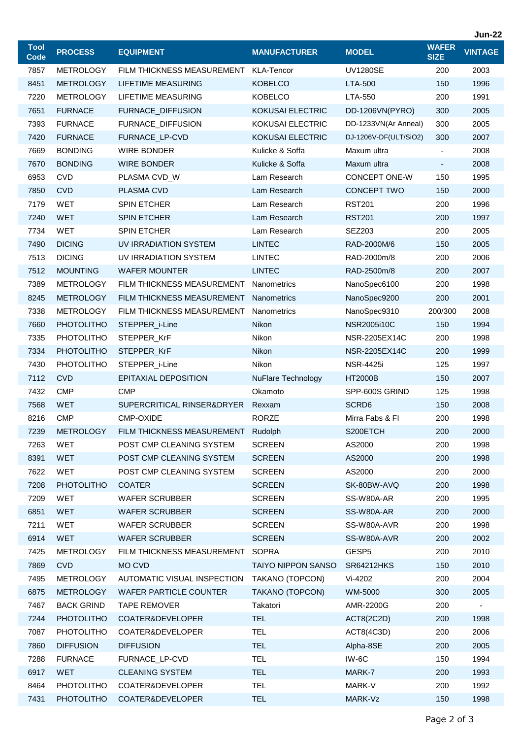Jun-22

| Tool Code | PROCESS | EQUIPMENT | MANUFACTURER | MODEL | WAFER SIZE | VINTAGE |
|---|---|---|---|---|---|---|
| 7857 | METROLOGY | FILM THICKNESS MEASUREMENT | KLA-Tencor | UV1280SE | 200 | 2003 |
| 8451 | METROLOGY | LIFETIME MEASURING | KOBELCO | LTA-500 | 150 | 1996 |
| 7220 | METROLOGY | LIFETIME MEASURING | KOBELCO | LTA-550 | 200 | 1991 |
| 7651 | FURNACE | FURNACE_DIFFUSION | KOKUSAI ELECTRIC | DD-1206VN(PYRO) | 300 | 2005 |
| 7393 | FURNACE | FURNACE_DIFFUSION | KOKUSAI ELECTRIC | DD-1233VN(Ar Anneal) | 300 | 2005 |
| 7420 | FURNACE | FURNACE_LP-CVD | KOKUSAI ELECTRIC | DJ-1206V-DF(ULT/SiO2) | 300 | 2007 |
| 7669 | BONDING | WIRE BONDER | Kulicke & Soffa | Maxum ultra | - | 2008 |
| 7670 | BONDING | WIRE BONDER | Kulicke & Soffa | Maxum ultra | - | 2008 |
| 6953 | CVD | PLASMA CVD_W | Lam Research | CONCEPT ONE-W | 150 | 1995 |
| 7850 | CVD | PLASMA CVD | Lam Research | CONCEPT TWO | 150 | 2000 |
| 7179 | WET | SPIN ETCHER | Lam Research | RST201 | 200 | 1996 |
| 7240 | WET | SPIN ETCHER | Lam Research | RST201 | 200 | 1997 |
| 7734 | WET | SPIN ETCHER | Lam Research | SEZ203 | 200 | 2005 |
| 7490 | DICING | UV IRRADIATION SYSTEM | LINTEC | RAD-2000M/6 | 150 | 2005 |
| 7513 | DICING | UV IRRADIATION SYSTEM | LINTEC | RAD-2000m/8 | 200 | 2006 |
| 7512 | MOUNTING | WAFER MOUNTER | LINTEC | RAD-2500m/8 | 200 | 2007 |
| 7389 | METROLOGY | FILM THICKNESS MEASUREMENT | Nanometrics | NanoSpec6100 | 200 | 1998 |
| 8245 | METROLOGY | FILM THICKNESS MEASUREMENT | Nanometrics | NanoSpec9200 | 200 | 2001 |
| 7338 | METROLOGY | FILM THICKNESS MEASUREMENT | Nanometrics | NanoSpec9310 | 200/300 | 2008 |
| 7660 | PHOTOLITHO | STEPPER_i-Line | Nikon | NSR2005i10C | 150 | 1994 |
| 7335 | PHOTOLITHO | STEPPER_KrF | Nikon | NSR-2205EX14C | 200 | 1998 |
| 7334 | PHOTOLITHO | STEPPER_KrF | Nikon | NSR-2205EX14C | 200 | 1999 |
| 7430 | PHOTOLITHO | STEPPER_i-Line | Nikon | NSR-4425i | 125 | 1997 |
| 7112 | CVD | EPITAXIAL DEPOSITION | NuFlare Technology | HT2000B | 150 | 2007 |
| 7432 | CMP | CMP | Okamoto | SPP-600S GRIND | 125 | 1998 |
| 7568 | WET | SUPERCRITICAL RINSER&DRYER | Rexxam | SCRD6 | 150 | 2008 |
| 8216 | CMP | CMP-OXIDE | RORZE | Mirra Fabs & FI | 200 | 1998 |
| 7239 | METROLOGY | FILM THICKNESS MEASUREMENT | Rudolph | S200ETCH | 200 | 2000 |
| 7263 | WET | POST CMP CLEANING SYSTEM | SCREEN | AS2000 | 200 | 1998 |
| 8391 | WET | POST CMP CLEANING SYSTEM | SCREEN | AS2000 | 200 | 1998 |
| 7622 | WET | POST CMP CLEANING SYSTEM | SCREEN | AS2000 | 200 | 2000 |
| 7208 | PHOTOLITHO | COATER | SCREEN | SK-80BW-AVQ | 200 | 1998 |
| 7209 | WET | WAFER SCRUBBER | SCREEN | SS-W80A-AR | 200 | 1995 |
| 6851 | WET | WAFER SCRUBBER | SCREEN | SS-W80A-AR | 200 | 2000 |
| 7211 | WET | WAFER SCRUBBER | SCREEN | SS-W80A-AVR | 200 | 1998 |
| 6914 | WET | WAFER SCRUBBER | SCREEN | SS-W80A-AVR | 200 | 2002 |
| 7425 | METROLOGY | FILM THICKNESS MEASUREMENT | SOPRA | GESP5 | 200 | 2010 |
| 7869 | CVD | MO CVD | TAIYO NIPPON SANSO | SR64212HKS | 150 | 2010 |
| 7495 | METROLOGY | AUTOMATIC VISUAL INSPECTION | TAKANO (TOPCON) | Vi-4202 | 200 | 2004 |
| 6875 | METROLOGY | WAFER PARTICLE COUNTER | TAKANO (TOPCON) | WM-5000 | 300 | 2005 |
| 7467 | BACK GRIND | TAPE REMOVER | Takatori | AMR-2200G | 200 | - |
| 7244 | PHOTOLITHO | COATER&DEVELOPER | TEL | ACT8(2C2D) | 200 | 1998 |
| 7087 | PHOTOLITHO | COATER&DEVELOPER | TEL | ACT8(4C3D) | 200 | 2006 |
| 7860 | DIFFUSION | DIFFUSION | TEL | Alpha-8SE | 200 | 2005 |
| 7288 | FURNACE | FURNACE_LP-CVD | TEL | IW-6C | 150 | 1994 |
| 6917 | WET | CLEANING SYSTEM | TEL | MARK-7 | 200 | 1993 |
| 8464 | PHOTOLITHO | COATER&DEVELOPER | TEL | MARK-V | 200 | 1992 |
| 7431 | PHOTOLITHO | COATER&DEVELOPER | TEL | MARK-Vz | 150 | 1998 |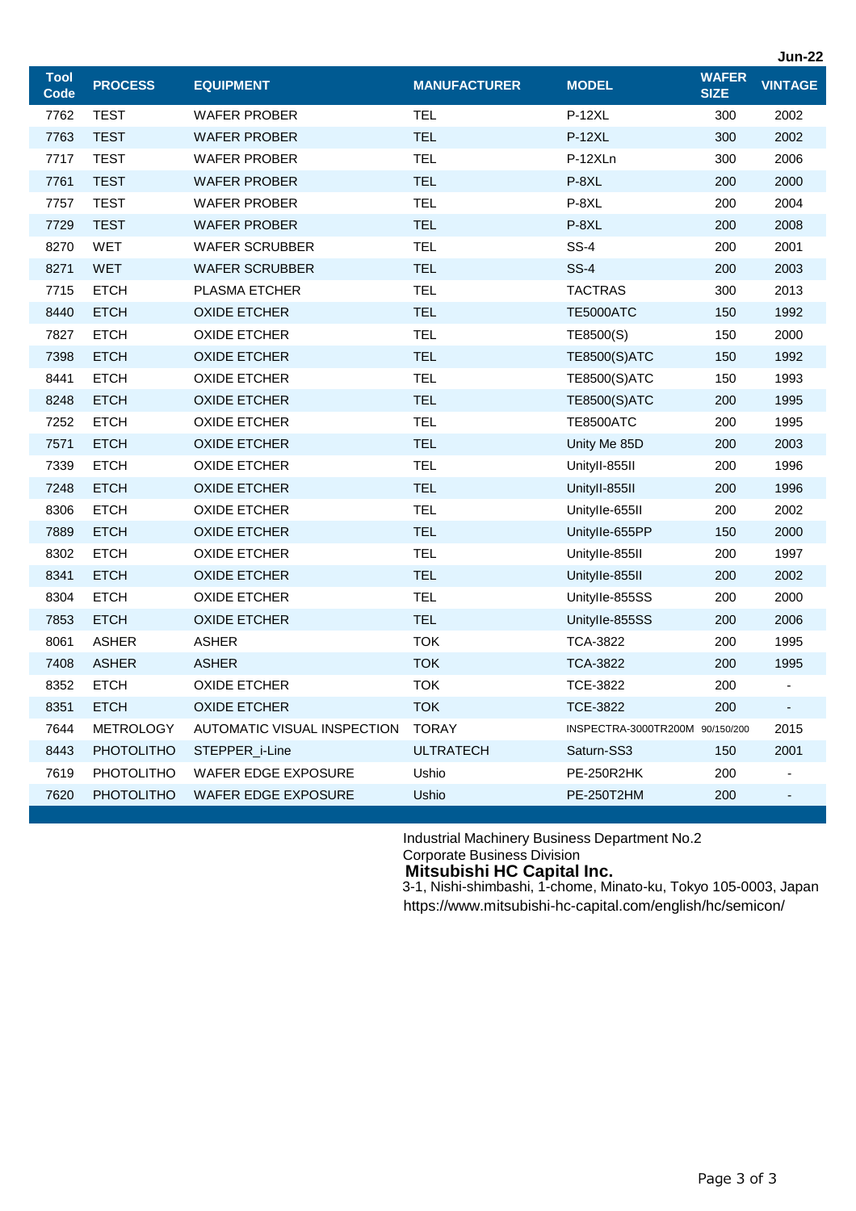Jun-22

| Tool Code | PROCESS | EQUIPMENT | MANUFACTURER | MODEL | WAFER SIZE | VINTAGE |
|---|---|---|---|---|---|---|
| 7762 | TEST | WAFER PROBER | TEL | P-12XL | 300 | 2002 |
| 7763 | TEST | WAFER PROBER | TEL | P-12XL | 300 | 2002 |
| 7717 | TEST | WAFER PROBER | TEL | P-12XLn | 300 | 2006 |
| 7761 | TEST | WAFER PROBER | TEL | P-8XL | 200 | 2000 |
| 7757 | TEST | WAFER PROBER | TEL | P-8XL | 200 | 2004 |
| 7729 | TEST | WAFER PROBER | TEL | P-8XL | 200 | 2008 |
| 8270 | WET | WAFER SCRUBBER | TEL | SS-4 | 200 | 2001 |
| 8271 | WET | WAFER SCRUBBER | TEL | SS-4 | 200 | 2003 |
| 7715 | ETCH | PLASMA ETCHER | TEL | TACTRAS | 300 | 2013 |
| 8440 | ETCH | OXIDE ETCHER | TEL | TE5000ATC | 150 | 1992 |
| 7827 | ETCH | OXIDE ETCHER | TEL | TE8500(S) | 150 | 2000 |
| 7398 | ETCH | OXIDE ETCHER | TEL | TE8500(S)ATC | 150 | 1992 |
| 8441 | ETCH | OXIDE ETCHER | TEL | TE8500(S)ATC | 150 | 1993 |
| 8248 | ETCH | OXIDE ETCHER | TEL | TE8500(S)ATC | 200 | 1995 |
| 7252 | ETCH | OXIDE ETCHER | TEL | TE8500ATC | 200 | 1995 |
| 7571 | ETCH | OXIDE ETCHER | TEL | Unity Me 85D | 200 | 2003 |
| 7339 | ETCH | OXIDE ETCHER | TEL | UnityII-855II | 200 | 1996 |
| 7248 | ETCH | OXIDE ETCHER | TEL | UnityII-855II | 200 | 1996 |
| 8306 | ETCH | OXIDE ETCHER | TEL | UnityIIe-655II | 200 | 2002 |
| 7889 | ETCH | OXIDE ETCHER | TEL | UnityIIe-655PP | 150 | 2000 |
| 8302 | ETCH | OXIDE ETCHER | TEL | UnityIIe-855II | 200 | 1997 |
| 8341 | ETCH | OXIDE ETCHER | TEL | UnityIIe-855II | 200 | 2002 |
| 8304 | ETCH | OXIDE ETCHER | TEL | UnityIIe-855SS | 200 | 2000 |
| 7853 | ETCH | OXIDE ETCHER | TEL | UnityIIe-855SS | 200 | 2006 |
| 8061 | ASHER | ASHER | TOK | TCA-3822 | 200 | 1995 |
| 7408 | ASHER | ASHER | TOK | TCA-3822 | 200 | 1995 |
| 8352 | ETCH | OXIDE ETCHER | TOK | TCE-3822 | 200 | - |
| 8351 | ETCH | OXIDE ETCHER | TOK | TCE-3822 | 200 | - |
| 7644 | METROLOGY | AUTOMATIC VISUAL INSPECTION | TORAY | INSPECTRA-3000TR200M | 90/150/200 | 2015 |
| 8443 | PHOTOLITHO | STEPPER_i-Line | ULTRATECH | Saturn-SS3 | 150 | 2001 |
| 7619 | PHOTOLITHO | WAFER EDGE EXPOSURE | Ushio | PE-250R2HK | 200 | - |
| 7620 | PHOTOLITHO | WAFER EDGE EXPOSURE | Ushio | PE-250T2HM | 200 | - |

Industrial Machinery Business Department No.2
Corporate Business Division
**Mitsubishi HC Capital Inc.**
3-1, Nishi-shimbashi, 1-chome, Minato-ku, Tokyo 105-0003, Japan
https://www.mitsubishi-hc-capital.com/english/hc/semicon/